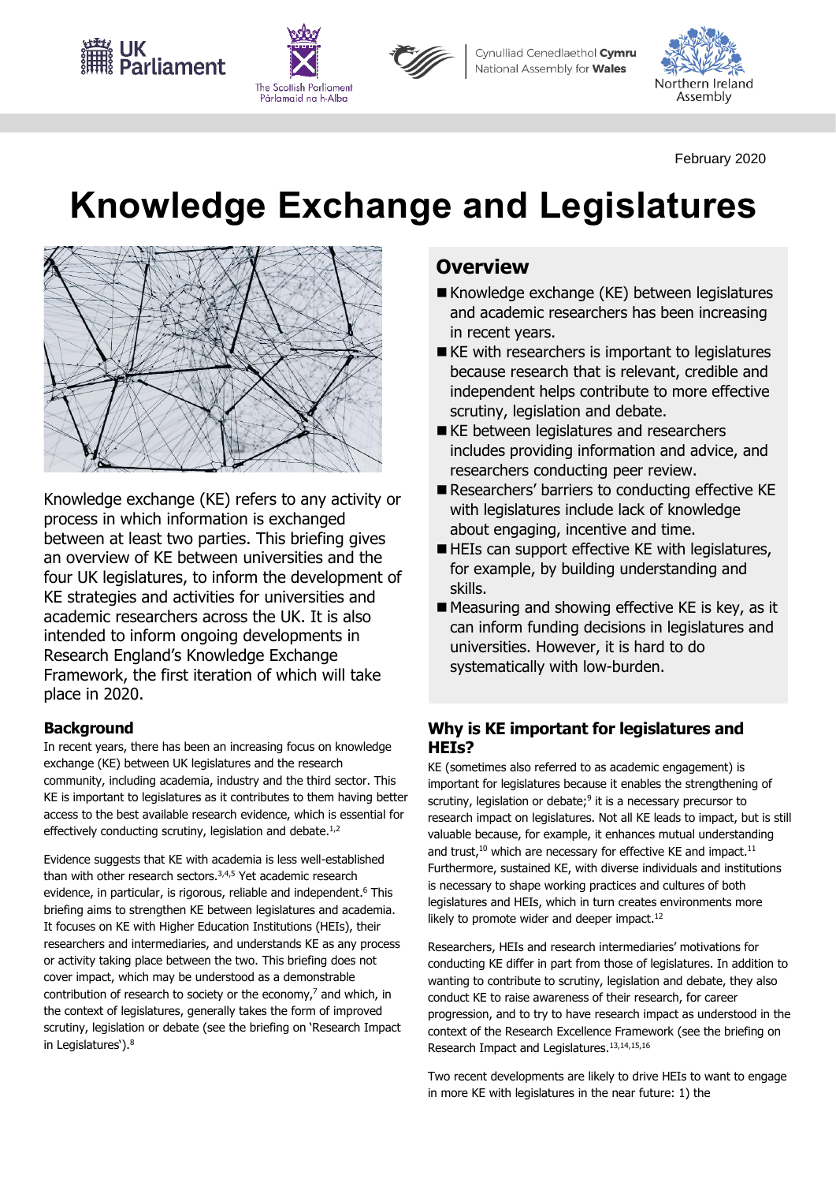February 2020

# Knowledge Exchange and Legislatures

Knowledge exchange (KE) refers to any activity or process in which information is exchanged between at least two parties. This briefing gives an overview of KE between universities and the four UK legislatures, to inform the development of KE strategies and activities for universities and academic researchers across the UK. It is also intended to inform ongoing developments in Research England's Knowledge Exchange Framework, the first iteration of which will take place in 2020.

## Overview

- Knowledge exchange (KE) between legislatures and academic researchers has been increasing in recent years.
- KE with researchers is important to legislatures because research that is relevant, credible and independent helps contribute to more effective scrutiny, legislation and debate.
- KE between legislatures and researchers includes providing information and advice, and researchers conducting peer review.
- Researchers' barriers to conducting effective KE with legislatures include lack of knowledge about engaging, incentive and time.
- HEIs can support effective KE with legislatures, for example, by building understanding and skills.
- Measuring and showing effective KE is key, as it can inform funding decisions in legislatures and universities. However, it is hard to do systematically with low-burden.

## Background

In recent years, there has been an increasing focus on knowledge exchange (KE) between UK legislatures and the research community, including academia, industry and the third sector. This KE is important to legislatures as it contributes to them having better access to the best available research evidence, which is essential for effectively conducting scrutiny, legislation and debate.[1,2]

Evidence suggests that KE with academia is less well-established than with other research sectors.[3,4,5] Yet academic research evidence, in particular, is rigorous, reliable and independent.[6] This briefing aims to strengthen KE between legislatures and academia. It focuses on KE with Higher Education Institutions (HEIs), their researchers and intermediaries, and understands KE as any process or activity taking place between the two. This briefing does not cover impact, which may be understood as a demonstrable contribution of research to society or the economy,[7] and which, in the context of legislatures, generally takes the form of improved scrutiny, legislation or debate (see the briefing on 'Research Impact in Legislatures').[8]

## Why is KE important for legislatures and HEIs?

KE (sometimes also referred to as academic engagement) is important for legislatures because it enables the strengthening of scrutiny, legislation or debate;[9] it is a necessary precursor to research impact on legislatures. Not all KE leads to impact, but is still valuable because, for example, it enhances mutual understanding and trust,[10] which are necessary for effective KE and impact.[11] Furthermore, sustained KE, with diverse individuals and institutions is necessary to shape working practices and cultures of both legislatures and HEIs, which in turn creates environments more likely to promote wider and deeper impact.[12]

Researchers, HEIs and research intermediaries' motivations for conducting KE differ in part from those of legislatures. In addition to wanting to contribute to scrutiny, legislation and debate, they also conduct KE to raise awareness of their research, for career progression, and to try to have research impact as understood in the context of the Research Excellence Framework (see the briefing on Research Impact and Legislatures.[13,14,15,16]

Two recent developments are likely to drive HEIs to want to engage in more KE with legislatures in the near future: 1) the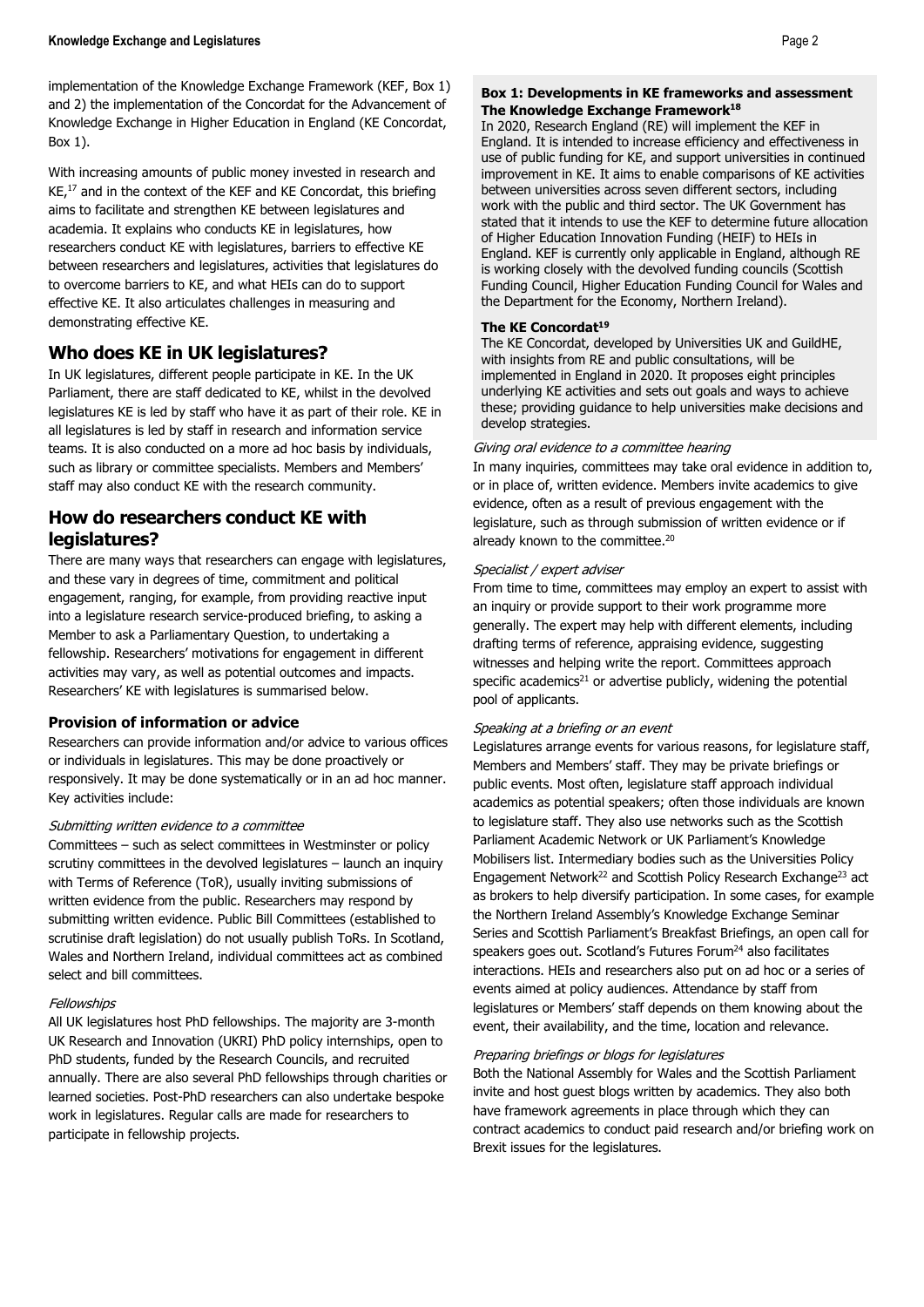implementation of the Knowledge Exchange Framework (KEF, Box 1) and 2) the implementation of the Concordat for the Advancement of Knowledge Exchange in Higher Education in England (KE Concordat, Box 1).

With increasing amounts of public money invested in research and KE,[17] and in the context of the KEF and KE Concordat, this briefing aims to facilitate and strengthen KE between legislatures and academia. It explains who conducts KE in legislatures, how researchers conduct KE with legislatures, barriers to effective KE between researchers and legislatures, activities that legislatures do to overcome barriers to KE, and what HEIs can do to support effective KE. It also articulates challenges in measuring and demonstrating effective KE.

## Who does KE in UK legislatures?

In UK legislatures, different people participate in KE. In the UK Parliament, there are staff dedicated to KE, whilst in the devolved legislatures KE is led by staff who have it as part of their role. KE in all legislatures is led by staff in research and information service teams. It is also conducted on a more ad hoc basis by individuals, such as library or committee specialists. Members and Members' staff may also conduct KE with the research community.

## How do researchers conduct KE with legislatures?

There are many ways that researchers can engage with legislatures, and these vary in degrees of time, commitment and political engagement, ranging, for example, from providing reactive input into a legislature research service-produced briefing, to asking a Member to ask a Parliamentary Question, to undertaking a fellowship. Researchers' motivations for engagement in different activities may vary, as well as potential outcomes and impacts. Researchers' KE with legislatures is summarised below.

### Provision of information or advice

Researchers can provide information and/or advice to various offices or individuals in legislatures. This may be done proactively or responsively. It may be done systematically or in an ad hoc manner. Key activities include:

*Submitting written evidence to a committee*

Committees – such as select committees in Westminster or policy scrutiny committees in the devolved legislatures – launch an inquiry with Terms of Reference (ToR), usually inviting submissions of written evidence from the public. Researchers may respond by submitting written evidence. Public Bill Committees (established to scrutinise draft legislation) do not usually publish ToRs. In Scotland, Wales and Northern Ireland, individual committees act as combined select and bill committees.

*Fellowships*

All UK legislatures host PhD fellowships. The majority are 3-month UK Research and Innovation (UKRI) PhD policy internships, open to PhD students, funded by the Research Councils, and recruited annually. There are also several PhD fellowships through charities or learned societies. Post-PhD researchers can also undertake bespoke work in legislatures. Regular calls are made for researchers to participate in fellowship projects.

> **Box 1: Developments in KE frameworks and assessment**
>
> **The Knowledge Exchange Framework[18]**
>
> In 2020, Research England (RE) will implement the KEF in England. It is intended to increase efficiency and effectiveness in use of public funding for KE, and support universities in continued improvement in KE. It aims to enable comparisons of KE activities between universities across seven different sectors, including work with the public and third sector. The UK Government has stated that it intends to use the KEF to determine future allocation of Higher Education Innovation Funding (HEIF) to HEIs in England. KEF is currently only applicable in England, although RE is working closely with the devolved funding councils (Scottish Funding Council, Higher Education Funding Council for Wales and the Department for the Economy, Northern Ireland).
>
> **The KE Concordat[19]**
>
> The KE Concordat, developed by Universities UK and GuildHE, with insights from RE and public consultations, will be implemented in England in 2020. It proposes eight principles underlying KE activities and sets out goals and ways to achieve these; providing guidance to help universities make decisions and develop strategies.

*Giving oral evidence to a committee hearing*

In many inquiries, committees may take oral evidence in addition to, or in place of, written evidence. Members invite academics to give evidence, often as a result of previous engagement with the legislature, such as through submission of written evidence or if already known to the committee.[20]

*Specialist / expert adviser*

From time to time, committees may employ an expert to assist with an inquiry or provide support to their work programme more generally. The expert may help with different elements, including drafting terms of reference, appraising evidence, suggesting witnesses and helping write the report. Committees approach specific academics[21] or advertise publicly, widening the potential pool of applicants.

*Speaking at a briefing or an event*

Legislatures arrange events for various reasons, for legislature staff, Members and Members' staff. They may be private briefings or public events. Most often, legislature staff approach individual academics as potential speakers; often those individuals are known to legislature staff. They also use networks such as the Scottish Parliament Academic Network or UK Parliament's Knowledge Mobilisers list. Intermediary bodies such as the Universities Policy Engagement Network[22] and Scottish Policy Research Exchange[23] act as brokers to help diversify participation. In some cases, for example the Northern Ireland Assembly's Knowledge Exchange Seminar Series and Scottish Parliament's Breakfast Briefings, an open call for speakers goes out. Scotland's Futures Forum[24] also facilitates interactions. HEIs and researchers also put on ad hoc or a series of events aimed at policy audiences. Attendance by staff from legislatures or Members' staff depends on them knowing about the event, their availability, and the time, location and relevance.

*Preparing briefings or blogs for legislatures*

Both the National Assembly for Wales and the Scottish Parliament invite and host guest blogs written by academics. They also both have framework agreements in place through which they can contract academics to conduct paid research and/or briefing work on Brexit issues for the legislatures.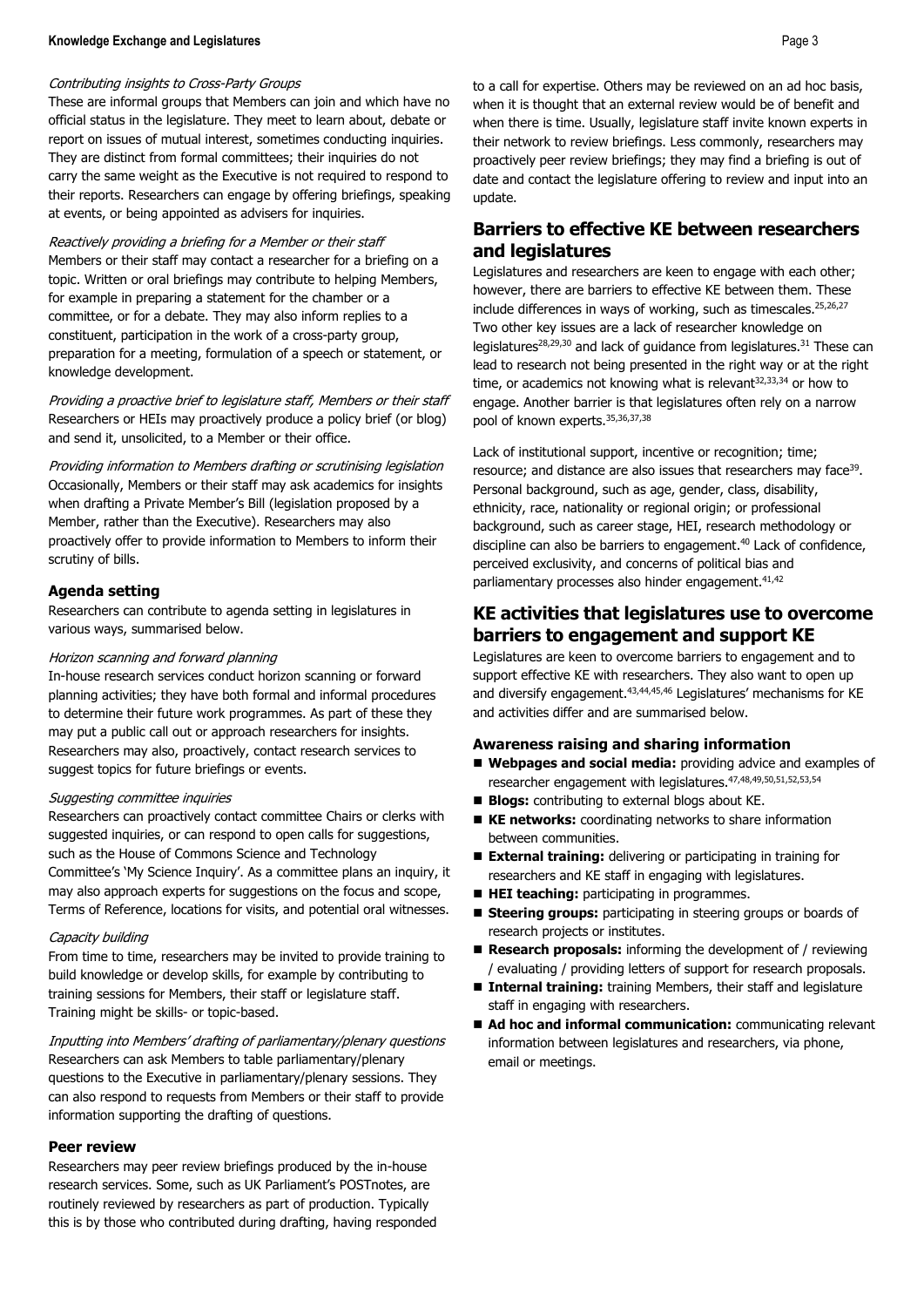*Contributing insights to Cross-Party Groups*

These are informal groups that Members can join and which have no official status in the legislature. They meet to learn about, debate or report on issues of mutual interest, sometimes conducting inquiries. They are distinct from formal committees; their inquiries do not carry the same weight as the Executive is not required to respond to their reports. Researchers can engage by offering briefings, speaking at events, or being appointed as advisers for inquiries.

*Reactively providing a briefing for a Member or their staff*

Members or their staff may contact a researcher for a briefing on a topic. Written or oral briefings may contribute to helping Members, for example in preparing a statement for the chamber or a committee, or for a debate. They may also inform replies to a constituent, participation in the work of a cross-party group, preparation for a meeting, formulation of a speech or statement, or knowledge development.

*Providing a proactive brief to legislature staff, Members or their staff*

Researchers or HEIs may proactively produce a policy brief (or blog) and send it, unsolicited, to a Member or their office.

*Providing information to Members drafting or scrutinising legislation*

Occasionally, Members or their staff may ask academics for insights when drafting a Private Member's Bill (legislation proposed by a Member, rather than the Executive). Researchers may also proactively offer to provide information to Members to inform their scrutiny of bills.

### Agenda setting

Researchers can contribute to agenda setting in legislatures in various ways, summarised below.

*Horizon scanning and forward planning*

In-house research services conduct horizon scanning or forward planning activities; they have both formal and informal procedures to determine their future work programmes. As part of these they may put a public call out or approach researchers for insights. Researchers may also, proactively, contact research services to suggest topics for future briefings or events.

*Suggesting committee inquiries*

Researchers can proactively contact committee Chairs or clerks with suggested inquiries, or can respond to open calls for suggestions, such as the House of Commons Science and Technology Committee's 'My Science Inquiry'. As a committee plans an inquiry, it may also approach experts for suggestions on the focus and scope, Terms of Reference, locations for visits, and potential oral witnesses.

*Capacity building*

From time to time, researchers may be invited to provide training to build knowledge or develop skills, for example by contributing to training sessions for Members, their staff or legislature staff. Training might be skills- or topic-based.

*Inputting into Members' drafting of parliamentary/plenary questions*

Researchers can ask Members to table parliamentary/plenary questions to the Executive in parliamentary/plenary sessions. They can also respond to requests from Members or their staff to provide information supporting the drafting of questions.

### Peer review

Researchers may peer review briefings produced by the in-house research services. Some, such as UK Parliament's POSTnotes, are routinely reviewed by researchers as part of production. Typically this is by those who contributed during drafting, having responded to a call for expertise. Others may be reviewed on an ad hoc basis, when it is thought that an external review would be of benefit and when there is time. Usually, legislature staff invite known experts in their network to review briefings. Less commonly, researchers may proactively peer review briefings; they may find a briefing is out of date and contact the legislature offering to review and input into an update.

## Barriers to effective KE between researchers and legislatures

Legislatures and researchers are keen to engage with each other; however, there are barriers to effective KE between them. These include differences in ways of working, such as timescales.[25,26,27] Two other key issues are a lack of researcher knowledge on legislatures[28,29,30] and lack of guidance from legislatures.[31] These can lead to research not being presented in the right way or at the right time, or academics not knowing what is relevant[32,33,34] or how to engage. Another barrier is that legislatures often rely on a narrow pool of known experts.[35,36,37,38]

Lack of institutional support, incentive or recognition; time; resource; and distance are also issues that researchers may face[39]. Personal background, such as age, gender, class, disability, ethnicity, race, nationality or regional origin; or professional background, such as career stage, HEI, research methodology or discipline can also be barriers to engagement.[40] Lack of confidence, perceived exclusivity, and concerns of political bias and parliamentary processes also hinder engagement.[41,42]

## KE activities that legislatures use to overcome barriers to engagement and support KE

Legislatures are keen to overcome barriers to engagement and to support effective KE with researchers. They also want to open up and diversify engagement.[43,44,45,46] Legislatures' mechanisms for KE and activities differ and are summarised below.

### Awareness raising and sharing information

- **Webpages and social media:** providing advice and examples of researcher engagement with legislatures.[47,48,49,50,51,52,53,54]
- **Blogs:** contributing to external blogs about KE.
- **KE networks:** coordinating networks to share information between communities.
- **External training:** delivering or participating in training for researchers and KE staff in engaging with legislatures.
- **HEI teaching:** participating in programmes.
- **Steering groups:** participating in steering groups or boards of research projects or institutes.
- **Research proposals:** informing the development of / reviewing / evaluating / providing letters of support for research proposals.
- **Internal training:** training Members, their staff and legislature staff in engaging with researchers.
- **Ad hoc and informal communication:** communicating relevant information between legislatures and researchers, via phone, email or meetings.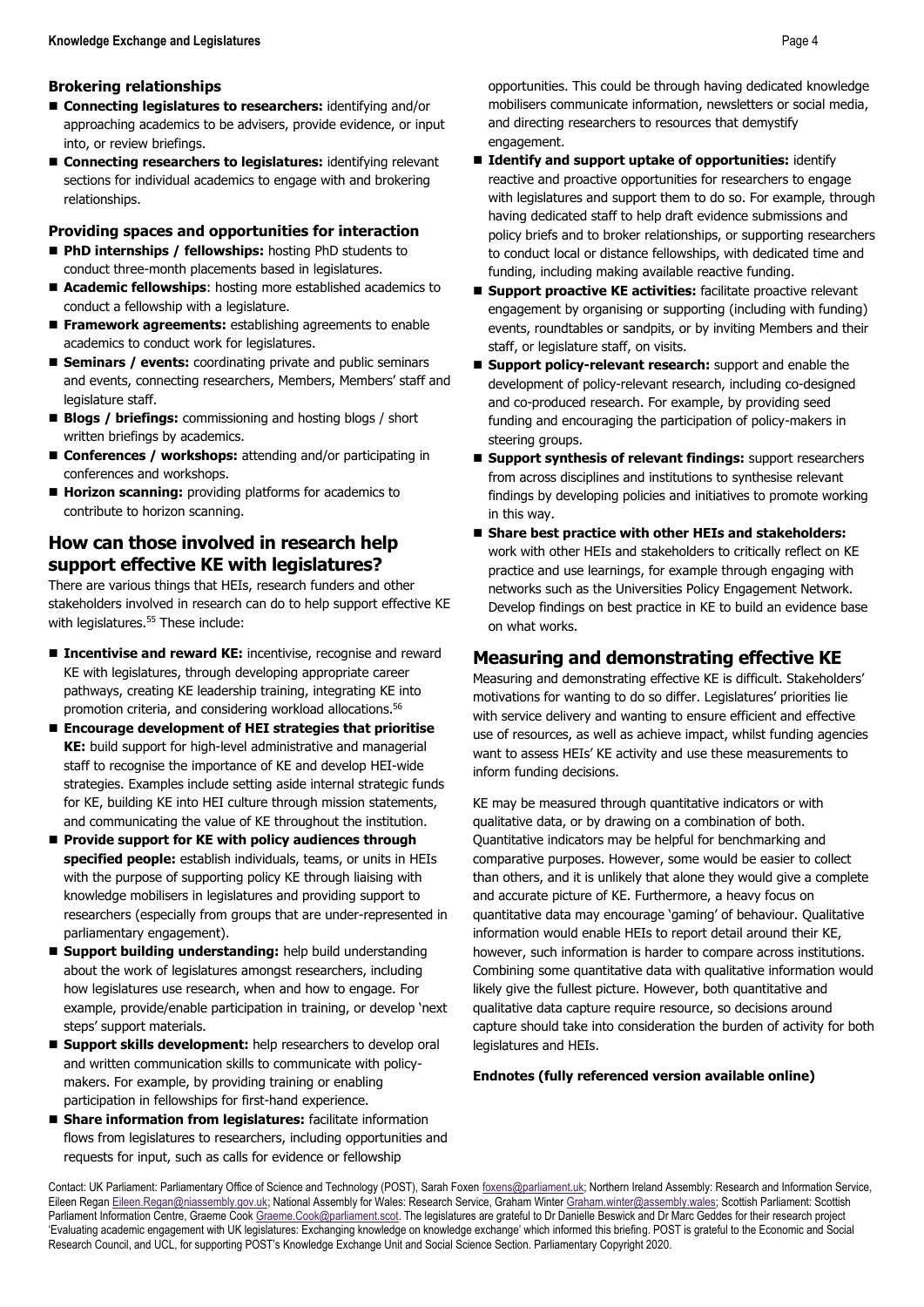### Brokering relationships

- **Connecting legislatures to researchers:** identifying and/or approaching academics to be advisers, provide evidence, or input into, or review briefings.
- **Connecting researchers to legislatures:** identifying relevant sections for individual academics to engage with and brokering relationships.

### Providing spaces and opportunities for interaction

- **PhD internships / fellowships:** hosting PhD students to conduct three-month placements based in legislatures.
- **Academic fellowships**: hosting more established academics to conduct a fellowship with a legislature.
- **Framework agreements:** establishing agreements to enable academics to conduct work for legislatures.
- **Seminars / events:** coordinating private and public seminars and events, connecting researchers, Members, Members' staff and legislature staff.
- **Blogs / briefings:** commissioning and hosting blogs / short written briefings by academics.
- **Conferences / workshops:** attending and/or participating in conferences and workshops.
- **Horizon scanning:** providing platforms for academics to contribute to horizon scanning.

## How can those involved in research help support effective KE with legislatures?

There are various things that HEIs, research funders and other stakeholders involved in research can do to help support effective KE with legislatures.[55] These include:

- **Incentivise and reward KE:** incentivise, recognise and reward KE with legislatures, through developing appropriate career pathways, creating KE leadership training, integrating KE into promotion criteria, and considering workload allocations.[56]
- **Encourage development of HEI strategies that prioritise KE:** build support for high-level administrative and managerial staff to recognise the importance of KE and develop HEI-wide strategies. Examples include setting aside internal strategic funds for KE, building KE into HEI culture through mission statements, and communicating the value of KE throughout the institution.
- **Provide support for KE with policy audiences through specified people:** establish individuals, teams, or units in HEIs with the purpose of supporting policy KE through liaising with knowledge mobilisers in legislatures and providing support to researchers (especially from groups that are under-represented in parliamentary engagement).
- **Support building understanding:** help build understanding about the work of legislatures amongst researchers, including how legislatures use research, when and how to engage. For example, provide/enable participation in training, or develop 'next steps' support materials.
- **Support skills development:** help researchers to develop oral and written communication skills to communicate with policy-makers. For example, by providing training or enabling participation in fellowships for first-hand experience.
- **Share information from legislatures:** facilitate information flows from legislatures to researchers, including opportunities and requests for input, such as calls for evidence or fellowship opportunities. This could be through having dedicated knowledge mobilisers communicate information, newsletters or social media, and directing researchers to resources that demystify engagement.
- **Identify and support uptake of opportunities:** identify reactive and proactive opportunities for researchers to engage with legislatures and support them to do so. For example, through having dedicated staff to help draft evidence submissions and policy briefs and to broker relationships, or supporting researchers to conduct local or distance fellowships, with dedicated time and funding, including making available reactive funding.
- **Support proactive KE activities:** facilitate proactive relevant engagement by organising or supporting (including with funding) events, roundtables or sandpits, or by inviting Members and their staff, or legislature staff, on visits.
- **Support policy-relevant research:** support and enable the development of policy-relevant research, including co-designed and co-produced research. For example, by providing seed funding and encouraging the participation of policy-makers in steering groups.
- **Support synthesis of relevant findings:** support researchers from across disciplines and institutions to synthesise relevant findings by developing policies and initiatives to promote working in this way.
- **Share best practice with other HEIs and stakeholders:** work with other HEIs and stakeholders to critically reflect on KE practice and use learnings, for example through engaging with networks such as the Universities Policy Engagement Network. Develop findings on best practice in KE to build an evidence base on what works.

## Measuring and demonstrating effective KE

Measuring and demonstrating effective KE is difficult. Stakeholders' motivations for wanting to do so differ. Legislatures' priorities lie with service delivery and wanting to ensure efficient and effective use of resources, as well as achieve impact, whilst funding agencies want to assess HEIs' KE activity and use these measurements to inform funding decisions.

KE may be measured through quantitative indicators or with qualitative data, or by drawing on a combination of both. Quantitative indicators may be helpful for benchmarking and comparative purposes. However, some would be easier to collect than others, and it is unlikely that alone they would give a complete and accurate picture of KE. Furthermore, a heavy focus on quantitative data may encourage 'gaming' of behaviour. Qualitative information would enable HEIs to report detail around their KE, however, such information is harder to compare across institutions. Combining some quantitative data with qualitative information would likely give the fullest picture. However, both quantitative and qualitative data capture require resource, so decisions around capture should take into consideration the burden of activity for both legislatures and HEIs.

**Endnotes (fully referenced version available online)**

Contact: UK Parliament: Parliamentary Office of Science and Technology (POST), Sarah Foxen foxens@parliament.uk; Northern Ireland Assembly: Research and Information Service, Eileen Regan Eileen.Regan@niassembly.gov.uk; National Assembly for Wales: Research Service, Graham Winter Graham.winter@assembly.wales; Scottish Parliament: Scottish Parliament Information Centre, Graeme Cook Graeme.Cook@parliament.scot. The legislatures are grateful to Dr Danielle Beswick and Dr Marc Geddes for their research project 'Evaluating academic engagement with UK legislatures: Exchanging knowledge on knowledge exchange' which informed this briefing. POST is grateful to the Economic and Social Research Council, and UCL, for supporting POST's Knowledge Exchange Unit and Social Science Section. Parliamentary Copyright 2020.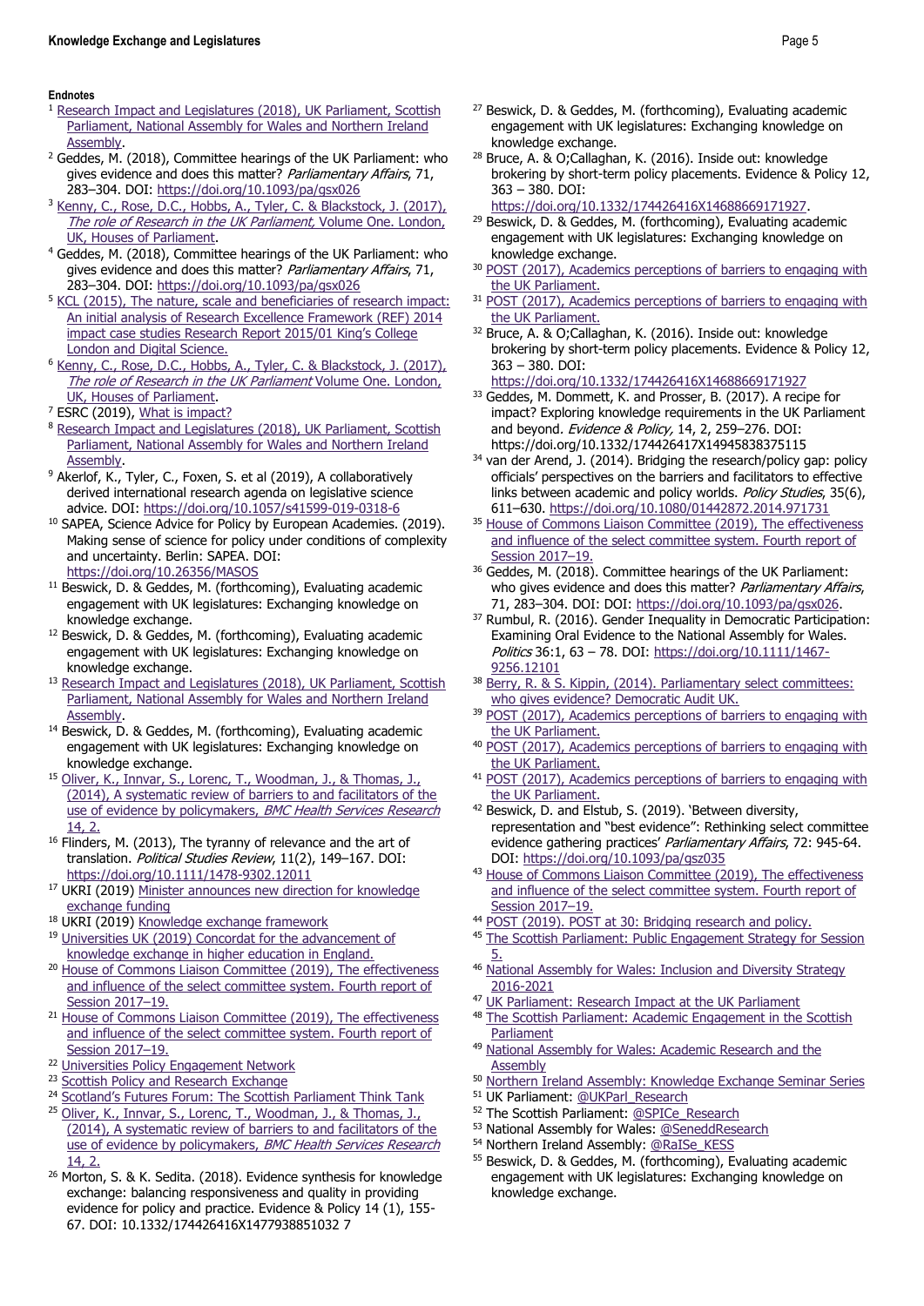**Endnotes**

1. Research Impact and Legislatures (2018), UK Parliament, Scottish Parliament, National Assembly for Wales and Northern Ireland Assembly.
2. Geddes, M. (2018), Committee hearings of the UK Parliament: who gives evidence and does this matter? *Parliamentary Affairs*, 71, 283–304. DOI: https://doi.org/10.1093/pa/gsx026
3. Kenny, C., Rose, D.C., Hobbs, A., Tyler, C. & Blackstock, J. (2017), *The role of Research in the UK Parliament,* Volume One. London, UK, Houses of Parliament.
4. Geddes, M. (2018), Committee hearings of the UK Parliament: who gives evidence and does this matter? *Parliamentary Affairs*, 71, 283–304. DOI: https://doi.org/10.1093/pa/gsx026
5. KCL (2015), The nature, scale and beneficiaries of research impact: An initial analysis of Research Excellence Framework (REF) 2014 impact case studies Research Report 2015/01 King's College London and Digital Science.
6. Kenny, C., Rose, D.C., Hobbs, A., Tyler, C. & Blackstock, J. (2017), *The role of Research in the UK Parliament* Volume One. London, UK, Houses of Parliament.
7. ESRC (2019), What is impact?
8. Research Impact and Legislatures (2018), UK Parliament, Scottish Parliament, National Assembly for Wales and Northern Ireland Assembly.
9. Akerlof, K., Tyler, C., Foxen, S. et al (2019), A collaboratively derived international research agenda on legislative science advice. DOI: https://doi.org/10.1057/s41599-019-0318-6
10. SAPEA, Science Advice for Policy by European Academies. (2019). Making sense of science for policy under conditions of complexity and uncertainty. Berlin: SAPEA. DOI: https://doi.org/10.26356/MASOS
11. Beswick, D. & Geddes, M. (forthcoming), Evaluating academic engagement with UK legislatures: Exchanging knowledge on knowledge exchange.
12. Beswick, D. & Geddes, M. (forthcoming), Evaluating academic engagement with UK legislatures: Exchanging knowledge on knowledge exchange.
13. Research Impact and Legislatures (2018), UK Parliament, Scottish Parliament, National Assembly for Wales and Northern Ireland Assembly.
14. Beswick, D. & Geddes, M. (forthcoming), Evaluating academic engagement with UK legislatures: Exchanging knowledge on knowledge exchange.
15. Oliver, K., Innvar, S., Lorenc, T., Woodman, J., & Thomas, J., (2014), A systematic review of barriers to and facilitators of the use of evidence by policymakers, *BMC Health Services Research* 14, 2.
16. Flinders, M. (2013), The tyranny of relevance and the art of translation. *Political Studies Review*, 11(2), 149–167. DOI: https://doi.org/10.1111/1478-9302.12011
17. UKRI (2019) Minister announces new direction for knowledge exchange funding
18. UKRI (2019) Knowledge exchange framework
19. Universities UK (2019) Concordat for the advancement of knowledge exchange in higher education in England.
20. House of Commons Liaison Committee (2019), The effectiveness and influence of the select committee system. Fourth report of Session 2017–19.
21. House of Commons Liaison Committee (2019), The effectiveness and influence of the select committee system. Fourth report of Session 2017–19.
22. Universities Policy Engagement Network
23. Scottish Policy and Research Exchange
24. Scotland's Futures Forum: The Scottish Parliament Think Tank
25. Oliver, K., Innvar, S., Lorenc, T., Woodman, J., & Thomas, J., (2014), A systematic review of barriers to and facilitators of the use of evidence by policymakers, *BMC Health Services Research* 14, 2.
26. Morton, S. & K. Sedita. (2018). Evidence synthesis for knowledge exchange: balancing responsiveness and quality in providing evidence for policy and practice. Evidence & Policy 14 (1), 155-67. DOI: 10.1332/174426416X14779388510327
27. Beswick, D. & Geddes, M. (forthcoming), Evaluating academic engagement with UK legislatures: Exchanging knowledge on knowledge exchange.
28. Bruce, A. & O;Callaghan, K. (2016). Inside out: knowledge brokering by short-term policy placements. Evidence & Policy 12, 363 – 380. DOI: https://doi.org/10.1332/174426416X14688669171927.
29. Beswick, D. & Geddes, M. (forthcoming), Evaluating academic engagement with UK legislatures: Exchanging knowledge on knowledge exchange.
30. POST (2017), Academics perceptions of barriers to engaging with the UK Parliament.
31. POST (2017), Academics perceptions of barriers to engaging with the UK Parliament.
32. Bruce, A. & O;Callaghan, K. (2016). Inside out: knowledge brokering by short-term policy placements. Evidence & Policy 12, 363 – 380. DOI: https://doi.org/10.1332/174426416X14688669171927
33. Geddes, M. Dommett, K. and Prosser, B. (2017). A recipe for impact? Exploring knowledge requirements in the UK Parliament and beyond. *Evidence & Policy,* 14, 2, 259–276. DOI: https://doi.org/10.1332/174426417X14945838375115
34. van der Arend, J. (2014). Bridging the research/policy gap: policy officials' perspectives on the barriers and facilitators to effective links between academic and policy worlds. *Policy Studies*, 35(6), 611–630. https://doi.org/10.1080/01442872.2014.971731
35. House of Commons Liaison Committee (2019), The effectiveness and influence of the select committee system. Fourth report of Session 2017–19.
36. Geddes, M. (2018). Committee hearings of the UK Parliament: who gives evidence and does this matter? *Parliamentary Affairs*, 71, 283–304. DOI: DOI: https://doi.org/10.1093/pa/gsx026.
37. Rumbul, R. (2016). Gender Inequality in Democratic Participation: Examining Oral Evidence to the National Assembly for Wales. *Politics* 36:1, 63 – 78. DOI: https://doi.org/10.1111/1467-9256.12101
38. Berry, R. & S. Kippin, (2014). Parliamentary select committees: who gives evidence? Democratic Audit UK.
39. POST (2017), Academics perceptions of barriers to engaging with the UK Parliament.
40. POST (2017), Academics perceptions of barriers to engaging with the UK Parliament.
41. POST (2017), Academics perceptions of barriers to engaging with the UK Parliament.
42. Beswick, D. and Elstub, S. (2019). 'Between diversity, representation and "best evidence": Rethinking select committee evidence gathering practices' *Parliamentary Affairs*, 72: 945-64. DOI: https://doi.org/10.1093/pa/gsz035
43. House of Commons Liaison Committee (2019), The effectiveness and influence of the select committee system. Fourth report of Session 2017–19.
44. POST (2019). POST at 30: Bridging research and policy.
45. The Scottish Parliament: Public Engagement Strategy for Session 5.
46. National Assembly for Wales: Inclusion and Diversity Strategy 2016-2021
47. UK Parliament: Research Impact at the UK Parliament
48. The Scottish Parliament: Academic Engagement in the Scottish Parliament
49. National Assembly for Wales: Academic Research and the Assembly
50. Northern Ireland Assembly: Knowledge Exchange Seminar Series
51. UK Parliament: @UKParl_Research
52. The Scottish Parliament: @SPICe_Research
53. National Assembly for Wales: @SeneddResearch
54. Northern Ireland Assembly: @RaISe_KESS
55. Beswick, D. & Geddes, M. (forthcoming), Evaluating academic engagement with UK legislatures: Exchanging knowledge on knowledge exchange.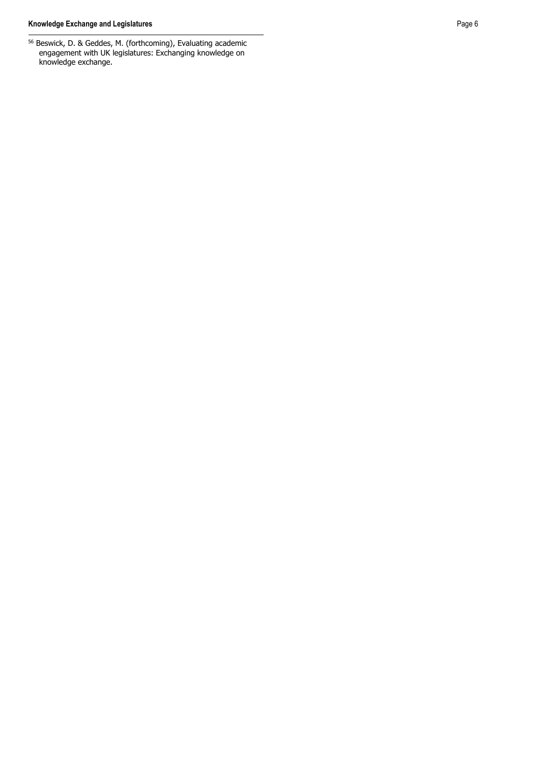[56] Beswick, D. & Geddes, M. (forthcoming), Evaluating academic engagement with UK legislatures: Exchanging knowledge on knowledge exchange.